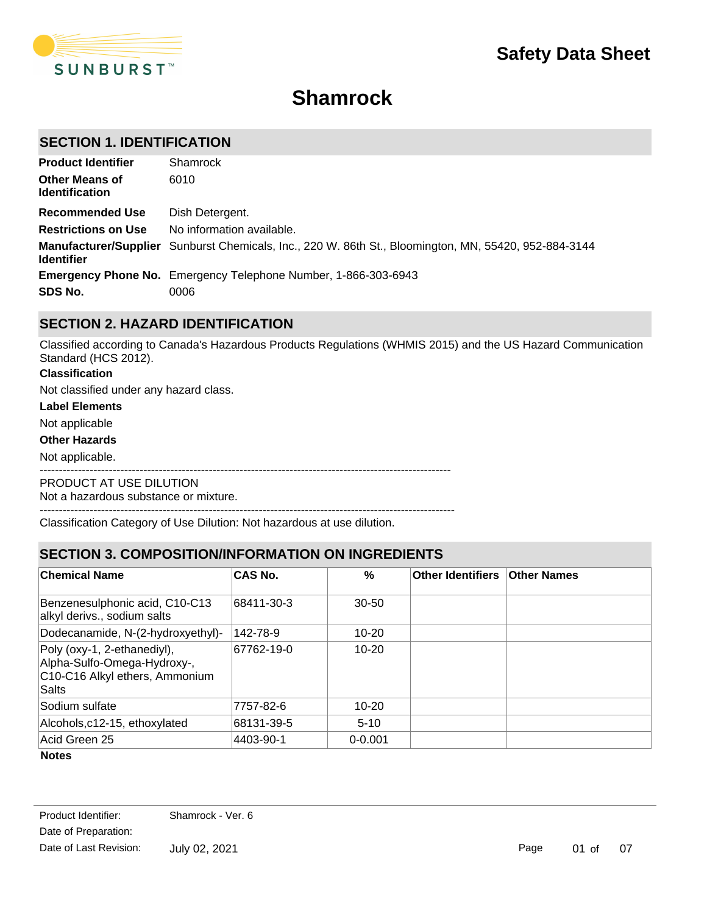# Safety Data Sheet

# Shamrock

## SECTION 1. IDENTIFICATION

| | |
|---|---|
| **Product Identifier** | Shamrock |
| **Other Means of Identification** | 6010 |
| **Recommended Use** | Dish Detergent. |
| **Restrictions on Use** | No information available. |
| **Manufacturer/Supplier Identifier** | Sunburst Chemicals, Inc., 220 W. 86th St., Bloomington, MN, 55420, 952-884-3144 |
| **Emergency Phone No.** | Emergency Telephone Number, 1-866-303-6943 |
| **SDS No.** | 0006 |

## SECTION 2. HAZARD IDENTIFICATION

Classified according to Canada's Hazardous Products Regulations (WHMIS 2015) and the US Hazard Communication Standard (HCS 2012).

**Classification**

Not classified under any hazard class.

**Label Elements**

Not applicable

**Other Hazards**

Not applicable.

----------------------------------------------------------------------------------------------------------

PRODUCT AT USE DILUTION
Not a hazardous substance or mixture.

----------------------------------------------------------------------------------------------------------

Classification Category of Use Dilution: Not hazardous at use dilution.

## SECTION 3. COMPOSITION/INFORMATION ON INGREDIENTS

| Chemical Name | CAS No. | % | Other Identifiers | Other Names |
|---|---|---|---|---|
| Benzenesulphonic acid, C10-C13 alkyl derivs., sodium salts | 68411-30-3 | 30-50 | | |
| Dodecanamide, N-(2-hydroxyethyl)- | 142-78-9 | 10-20 | | |
| Poly (oxy-1, 2-ethanediyl), Alpha-Sulfo-Omega-Hydroxy-, C10-C16 Alkyl ethers, Ammonium Salts | 67762-19-0 | 10-20 | | |
| Sodium sulfate | 7757-82-6 | 10-20 | | |
| Alcohols,c12-15, ethoxylated | 68131-39-5 | 5-10 | | |
| Acid Green 25 | 4403-90-1 | 0-0.001 | | |

**Notes**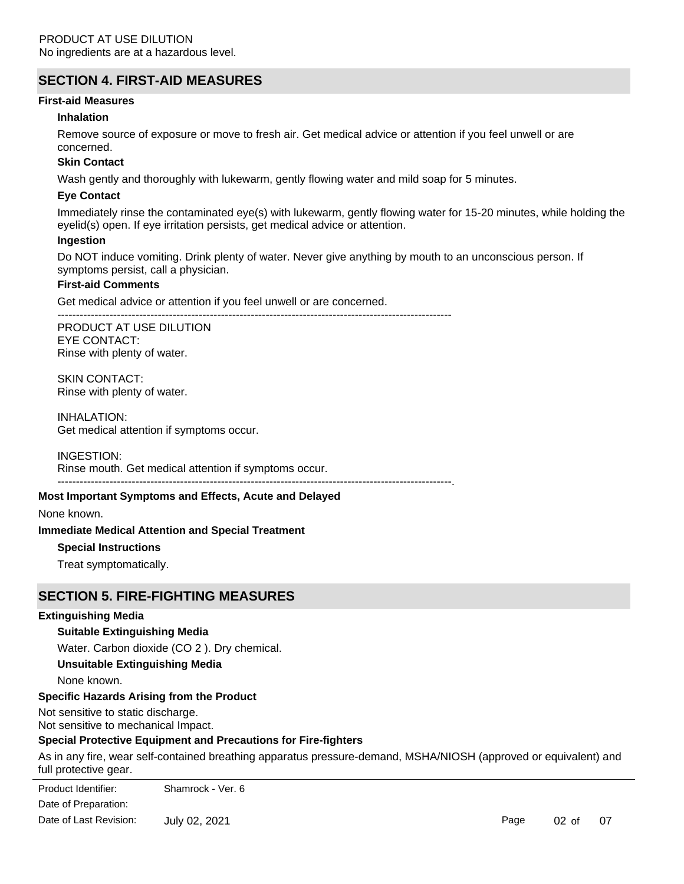PRODUCT AT USE DILUTION
No ingredients are at a hazardous level.

## SECTION 4. FIRST-AID MEASURES

**First-aid Measures**

**Inhalation**

Remove source of exposure or move to fresh air. Get medical advice or attention if you feel unwell or are concerned.

**Skin Contact**

Wash gently and thoroughly with lukewarm, gently flowing water and mild soap for 5 minutes.

**Eye Contact**

Immediately rinse the contaminated eye(s) with lukewarm, gently flowing water for 15-20 minutes, while holding the eyelid(s) open. If eye irritation persists, get medical advice or attention.

**Ingestion**

Do NOT induce vomiting. Drink plenty of water. Never give anything by mouth to an unconscious person. If symptoms persist, call a physician.

**First-aid Comments**

Get medical advice or attention if you feel unwell or are concerned.

----------------------------------------------------------------------------------------------------------

PRODUCT AT USE DILUTION
EYE CONTACT:
Rinse with plenty of water.

SKIN CONTACT:
Rinse with plenty of water.

INHALATION:
Get medical attention if symptoms occur.

INGESTION:
Rinse mouth. Get medical attention if symptoms occur.

----------------------------------------------------------------------------------------------------------.

**Most Important Symptoms and Effects, Acute and Delayed**

None known.

**Immediate Medical Attention and Special Treatment**

**Special Instructions**

Treat symptomatically.

## SECTION 5. FIRE-FIGHTING MEASURES

**Extinguishing Media**

**Suitable Extinguishing Media**

Water. Carbon dioxide ($CO_2$). Dry chemical.

**Unsuitable Extinguishing Media**

None known.

**Specific Hazards Arising from the Product**

Not sensitive to static discharge.
Not sensitive to mechanical Impact.

**Special Protective Equipment and Precautions for Fire-fighters**

As in any fire, wear self-contained breathing apparatus pressure-demand, MSHA/NIOSH (approved or equivalent) and full protective gear.

Product Identifier: Shamrock - Ver. 6
Date of Preparation:
Date of Last Revision: July 02, 2021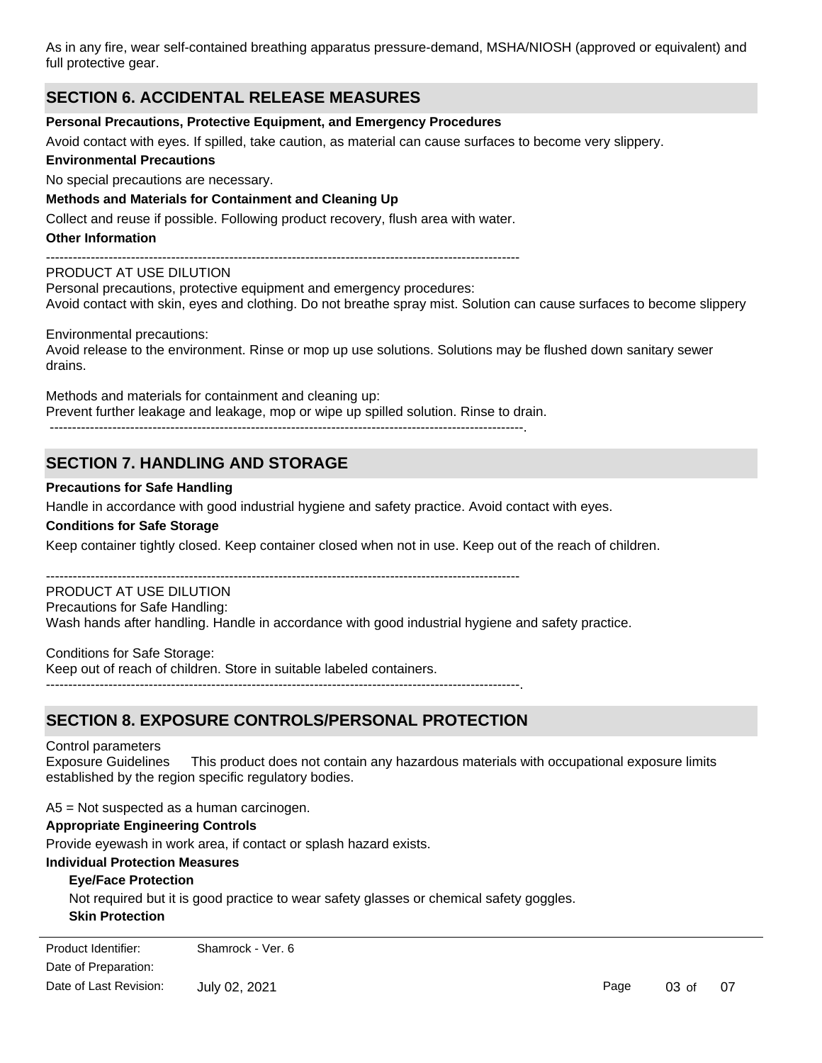As in any fire, wear self-contained breathing apparatus pressure-demand, MSHA/NIOSH (approved or equivalent) and full protective gear.

## SECTION 6. ACCIDENTAL RELEASE MEASURES

**Personal Precautions, Protective Equipment, and Emergency Procedures**

Avoid contact with eyes. If spilled, take caution, as material can cause surfaces to become very slippery.

**Environmental Precautions**

No special precautions are necessary.

**Methods and Materials for Containment and Cleaning Up**

Collect and reuse if possible. Following product recovery, flush area with water.

**Other Information**

----------------------------------------------------------------------------------------------------------

PRODUCT AT USE DILUTION
Personal precautions, protective equipment and emergency procedures:
Avoid contact with skin, eyes and clothing. Do not breathe spray mist. Solution can cause surfaces to become slippery

Environmental precautions:
Avoid release to the environment. Rinse or mop up use solutions. Solutions may be flushed down sanitary sewer drains.

Methods and materials for containment and cleaning up:
Prevent further leakage and leakage, mop or wipe up spilled solution. Rinse to drain.
----------------------------------------------------------------------------------------------------------.

## SECTION 7. HANDLING AND STORAGE

**Precautions for Safe Handling**

Handle in accordance with good industrial hygiene and safety practice. Avoid contact with eyes.

**Conditions for Safe Storage**

Keep container tightly closed. Keep container closed when not in use. Keep out of the reach of children.

----------------------------------------------------------------------------------------------------------

PRODUCT AT USE DILUTION
Precautions for Safe Handling:
Wash hands after handling. Handle in accordance with good industrial hygiene and safety practice.

Conditions for Safe Storage:
Keep out of reach of children. Store in suitable labeled containers.
----------------------------------------------------------------------------------------------------------.

## SECTION 8. EXPOSURE CONTROLS/PERSONAL PROTECTION

Control parameters
Exposure Guidelines This product does not contain any hazardous materials with occupational exposure limits established by the region specific regulatory bodies.

A5 = Not suspected as a human carcinogen.

**Appropriate Engineering Controls**

Provide eyewash in work area, if contact or splash hazard exists.

**Individual Protection Measures**

**Eye/Face Protection**

Not required but it is good practice to wear safety glasses or chemical safety goggles.

**Skin Protection**

Product Identifier: Shamrock - Ver. 6
Date of Preparation:
Date of Last Revision: July 02, 2021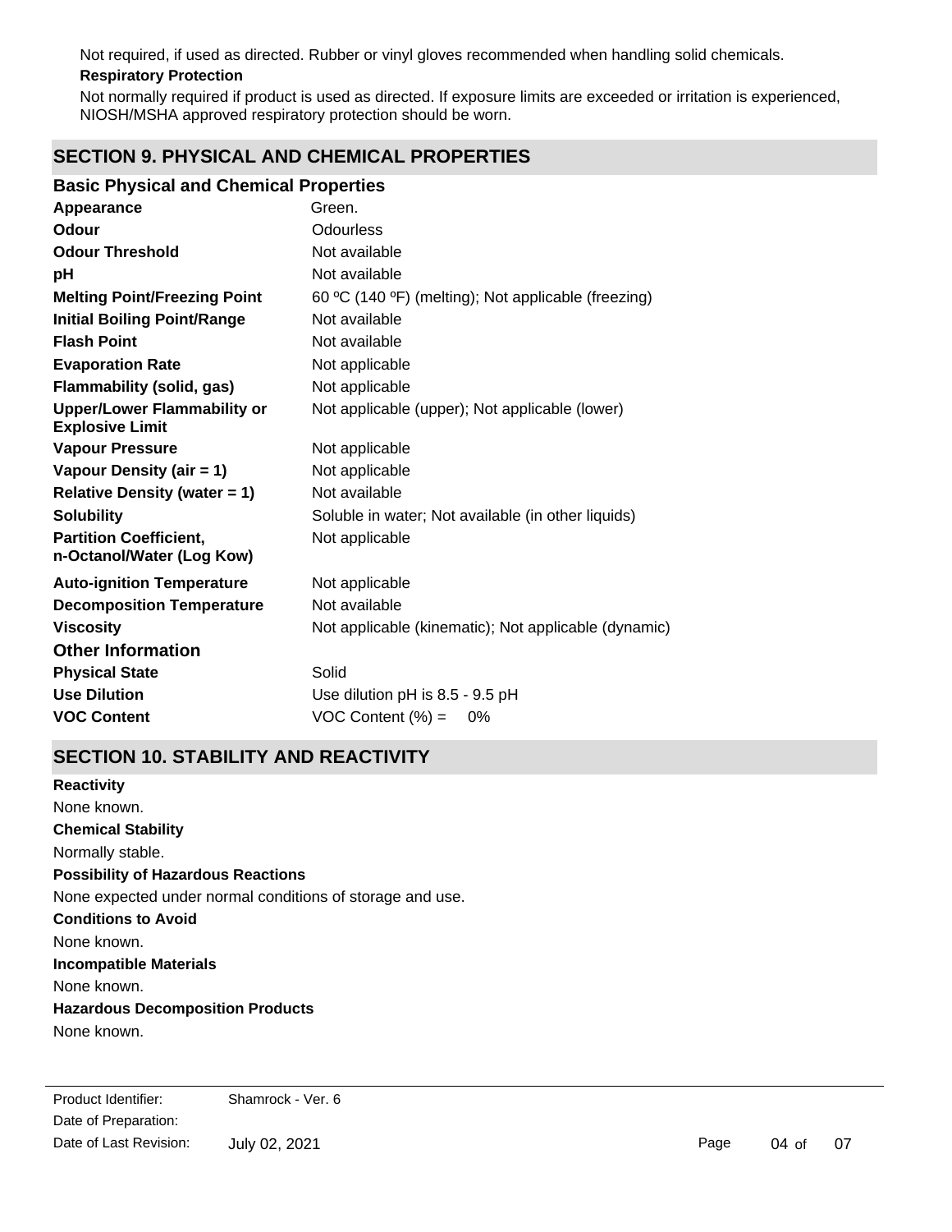Not required, if used as directed. Rubber or vinyl gloves recommended when handling solid chemicals.

**Respiratory Protection**

Not normally required if product is used as directed. If exposure limits are exceeded or irritation is experienced, NIOSH/MSHA approved respiratory protection should be worn.

## SECTION 9. PHYSICAL AND CHEMICAL PROPERTIES

### Basic Physical and Chemical Properties

| | |
|---|---|
| **Appearance** | Green. |
| **Odour** | Odourless |
| **Odour Threshold** | Not available |
| **pH** | Not available |
| **Melting Point/Freezing Point** | 60 ºC (140 ºF) (melting); Not applicable (freezing) |
| **Initial Boiling Point/Range** | Not available |
| **Flash Point** | Not available |
| **Evaporation Rate** | Not applicable |
| **Flammability (solid, gas)** | Not applicable |
| **Upper/Lower Flammability or Explosive Limit** | Not applicable (upper); Not applicable (lower) |
| **Vapour Pressure** | Not applicable |
| **Vapour Density (air = 1)** | Not applicable |
| **Relative Density (water = 1)** | Not available |
| **Solubility** | Soluble in water; Not available (in other liquids) |
| **Partition Coefficient, n-Octanol/Water (Log Kow)** | Not applicable |
| **Auto-ignition Temperature** | Not applicable |
| **Decomposition Temperature** | Not available |
| **Viscosity** | Not applicable (kinematic); Not applicable (dynamic) |

### Other Information

| | |
|---|---|
| **Physical State** | Solid |
| **Use Dilution** | Use dilution pH is 8.5 - 9.5 pH |
| **VOC Content** | VOC Content (%) = 0% |

## SECTION 10. STABILITY AND REACTIVITY

**Reactivity**

None known.

**Chemical Stability**

Normally stable.

**Possibility of Hazardous Reactions**

None expected under normal conditions of storage and use.

**Conditions to Avoid**

None known.

**Incompatible Materials**

None known.

**Hazardous Decomposition Products**

None known.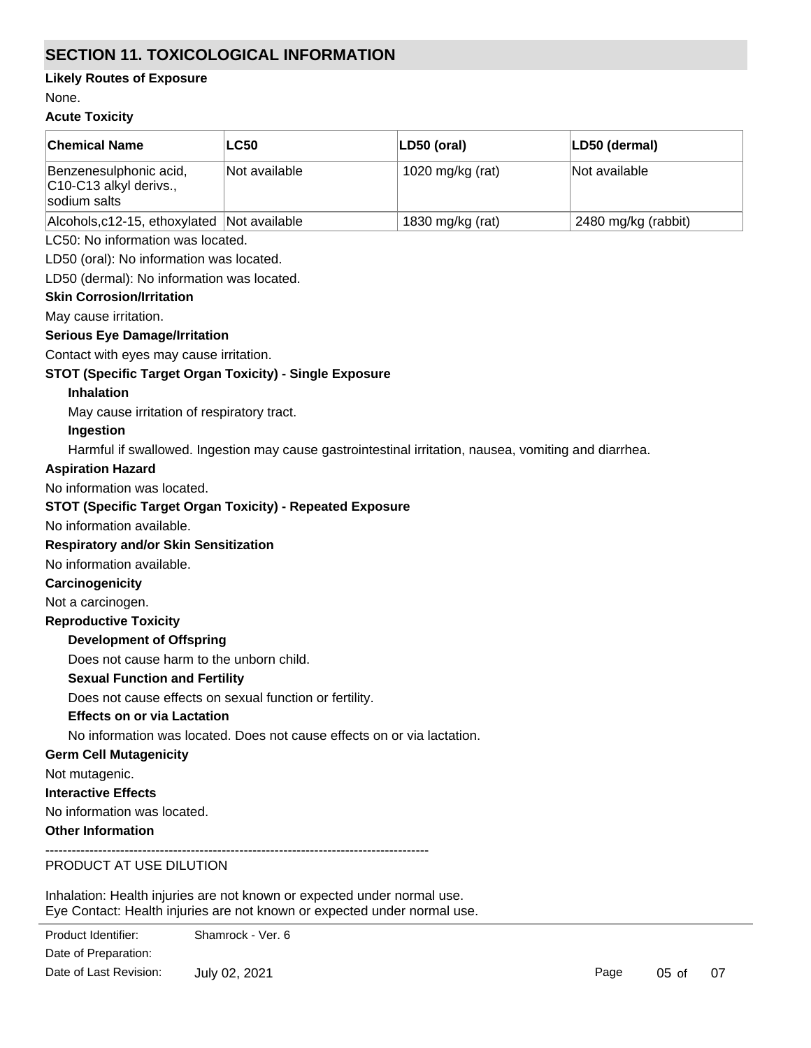## SECTION 11. TOXICOLOGICAL INFORMATION

**Likely Routes of Exposure**

None.

**Acute Toxicity**

| Chemical Name | LC50 | LD50 (oral) | LD50 (dermal) |
|---|---|---|---|
| Benzenesulphonic acid, C10-C13 alkyl derivs., sodium salts | Not available | 1020 mg/kg (rat) | Not available |
| Alcohols,c12-15, ethoxylated | Not available | 1830 mg/kg (rat) | 2480 mg/kg (rabbit) |

LC50: No information was located.

LD50 (oral): No information was located.

LD50 (dermal): No information was located.

**Skin Corrosion/Irritation**

May cause irritation.

**Serious Eye Damage/Irritation**

Contact with eyes may cause irritation.

**STOT (Specific Target Organ Toxicity) - Single Exposure**

**Inhalation**

May cause irritation of respiratory tract.

**Ingestion**

Harmful if swallowed. Ingestion may cause gastrointestinal irritation, nausea, vomiting and diarrhea.

**Aspiration Hazard**

No information was located.

**STOT (Specific Target Organ Toxicity) - Repeated Exposure**

No information available.

**Respiratory and/or Skin Sensitization**

No information available.

**Carcinogenicity**

Not a carcinogen.

**Reproductive Toxicity**

**Development of Offspring**

Does not cause harm to the unborn child.

**Sexual Function and Fertility**

Does not cause effects on sexual function or fertility.

**Effects on or via Lactation**

No information was located. Does not cause effects on or via lactation.

**Germ Cell Mutagenicity**

Not mutagenic.

**Interactive Effects**

No information was located.

**Other Information**

--------------------------------------------------------------------------------------

PRODUCT AT USE DILUTION

Inhalation: Health injuries are not known or expected under normal use.
Eye Contact: Health injuries are not known or expected under normal use.

| Product Identifier: | Shamrock - Ver. 6 |
|---|---|
| Date of Preparation: | |
| Date of Last Revision: | July 02, 2021 |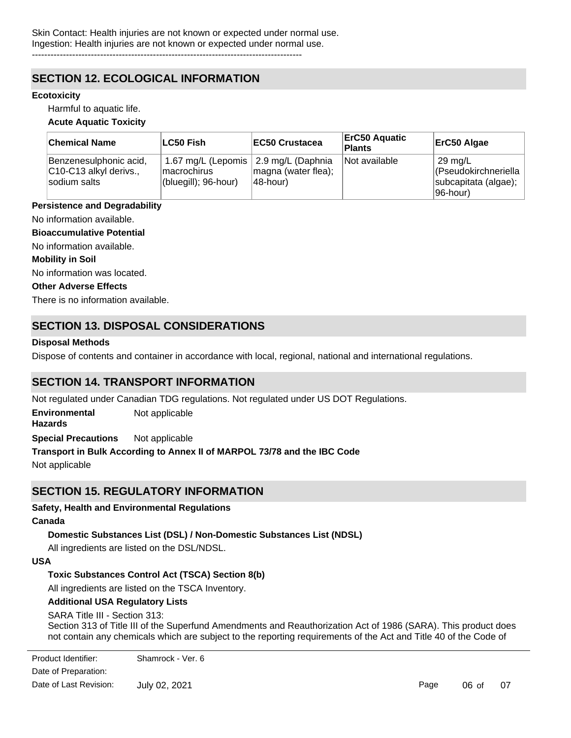Skin Contact: Health injuries are not known or expected under normal use.
Ingestion: Health injuries are not known or expected under normal use.

----------------------------------------------------------------------------------------

## SECTION 12. ECOLOGICAL INFORMATION

**Ecotoxicity**

Harmful to aquatic life.

**Acute Aquatic Toxicity**

| Chemical Name | LC50 Fish | EC50 Crustacea | ErC50 Aquatic Plants | ErC50 Algae |
|---|---|---|---|---|
| Benzenesulphonic acid, C10-C13 alkyl derivs., sodium salts | 1.67 mg/L (Lepomis macrochirus (bluegill); 96-hour) | 2.9 mg/L (Daphnia magna (water flea); 48-hour) | Not available | 29 mg/L (Pseudokirchneriella subcapitata (algae); 96-hour) |

**Persistence and Degradability**

No information available.

**Bioaccumulative Potential**

No information available.

**Mobility in Soil**

No information was located.

**Other Adverse Effects**

There is no information available.

## SECTION 13. DISPOSAL CONSIDERATIONS

**Disposal Methods**

Dispose of contents and container in accordance with local, regional, national and international regulations.

## SECTION 14. TRANSPORT INFORMATION

Not regulated under Canadian TDG regulations. Not regulated under US DOT Regulations.

**Environmental Hazards** Not applicable

**Special Precautions** Not applicable

**Transport in Bulk According to Annex II of MARPOL 73/78 and the IBC Code**

Not applicable

## SECTION 15. REGULATORY INFORMATION

**Safety, Health and Environmental Regulations**

**Canada**

**Domestic Substances List (DSL) / Non-Domestic Substances List (NDSL)**

All ingredients are listed on the DSL/NDSL.

**USA**

**Toxic Substances Control Act (TSCA) Section 8(b)**

All ingredients are listed on the TSCA Inventory.

**Additional USA Regulatory Lists**

SARA Title III - Section 313:
Section 313 of Title III of the Superfund Amendments and Reauthorization Act of 1986 (SARA). This product does not contain any chemicals which are subject to the reporting requirements of the Act and Title 40 of the Code of

Product Identifier: Shamrock - Ver. 6
Date of Preparation:
Date of Last Revision: July 02, 2021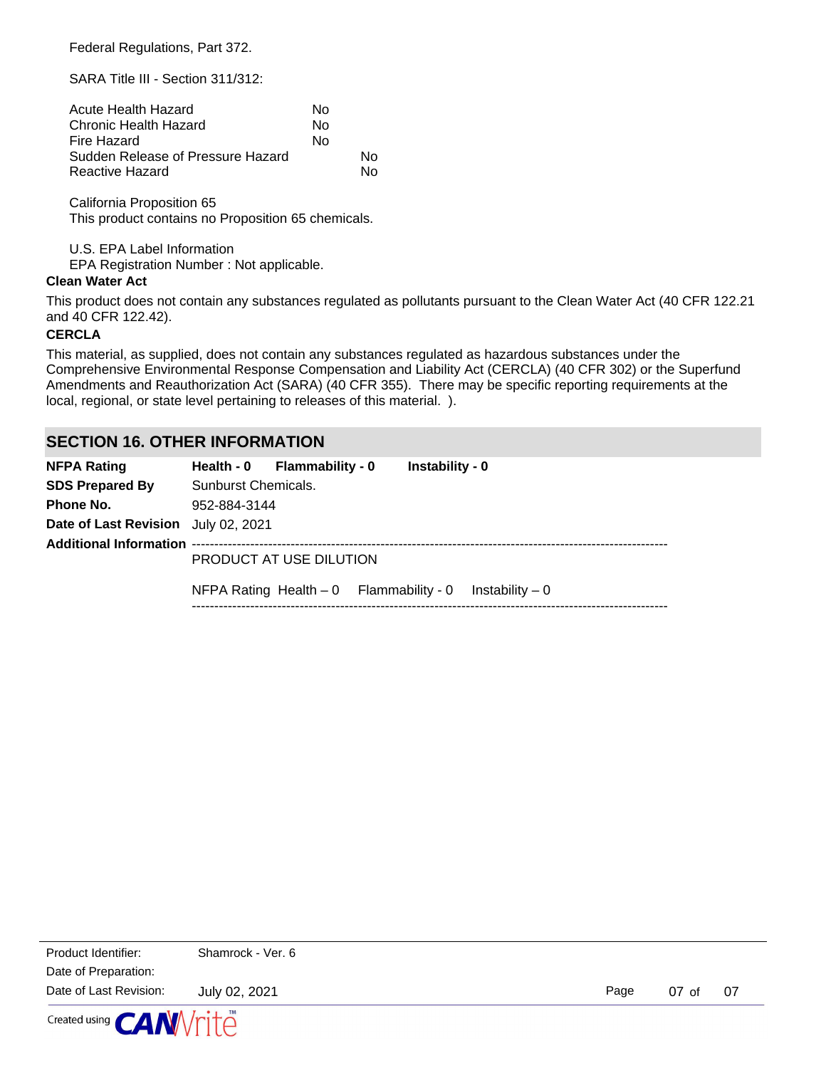Federal Regulations, Part 372.

SARA Title III - Section 311/312:

| | |
|---|---|
| Acute Health Hazard | No |
| Chronic Health Hazard | No |
| Fire Hazard | No |
| Sudden Release of Pressure Hazard | No |
| Reactive Hazard | No |

California Proposition 65
This product contains no Proposition 65 chemicals.

U.S. EPA Label Information
EPA Registration Number : Not applicable.

**Clean Water Act**

This product does not contain any substances regulated as pollutants pursuant to the Clean Water Act (40 CFR 122.21 and 40 CFR 122.42).

**CERCLA**

This material, as supplied, does not contain any substances regulated as hazardous substances under the Comprehensive Environmental Response Compensation and Liability Act (CERCLA) (40 CFR 302) or the Superfund Amendments and Reauthorization Act (SARA) (40 CFR 355). There may be specific reporting requirements at the local, regional, or state level pertaining to releases of this material. ).

## SECTION 16. OTHER INFORMATION

**NFPA Rating** **Health - 0** **Flammability - 0** **Instability - 0**

**SDS Prepared By** Sunburst Chemicals.

**Phone No.** 952-884-3144

**Date of Last Revision** July 02, 2021

**Additional Information**

---

PRODUCT AT USE DILUTION

NFPA Rating Health – 0 Flammability - 0 Instability – 0

---

Product Identifier: Shamrock - Ver. 6
Date of Preparation:
Date of Last Revision: July 02, 2021

Created using CANWrite™